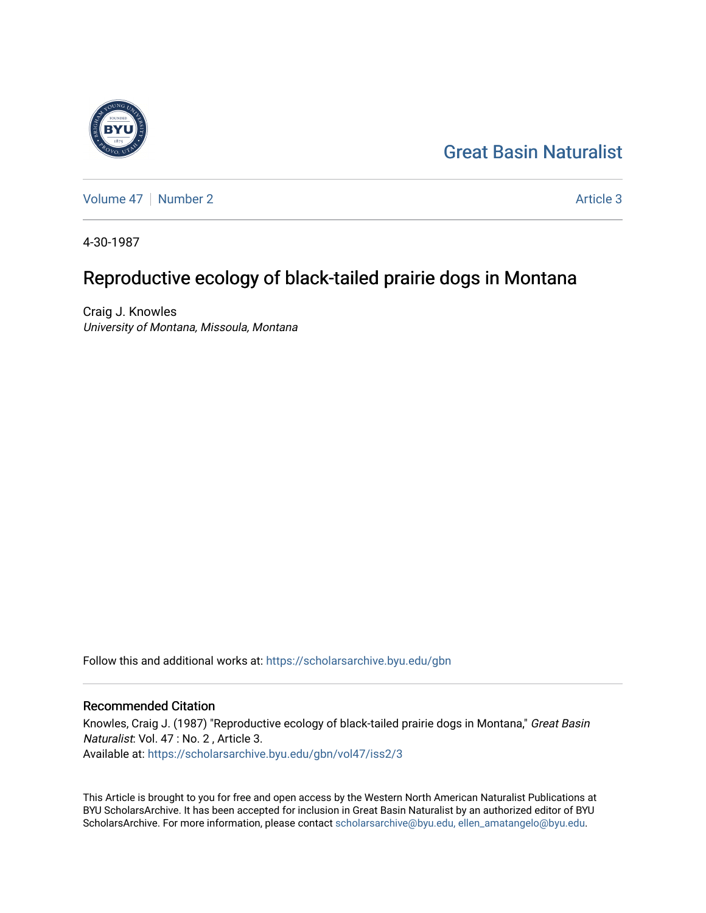Great Basin Naturalist

Volume 47 | Number 2 | Article 3

4-30-1987

# Reproductive ecology of black-tailed prairie dogs in Montana

Craig J. Knowles
*University of Montana, Missoula, Montana*

Follow this and additional works at: https://scholarsarchive.byu.edu/gbn

## Recommended Citation

Knowles, Craig J. (1987) "Reproductive ecology of black-tailed prairie dogs in Montana," *Great Basin Naturalist*: Vol. 47 : No. 2 , Article 3.
Available at: https://scholarsarchive.byu.edu/gbn/vol47/iss2/3

This Article is brought to you for free and open access by the Western North American Naturalist Publications at BYU ScholarsArchive. It has been accepted for inclusion in Great Basin Naturalist by an authorized editor of BYU ScholarsArchive. For more information, please contact scholarsarchive@byu.edu, ellen_amatangelo@byu.edu.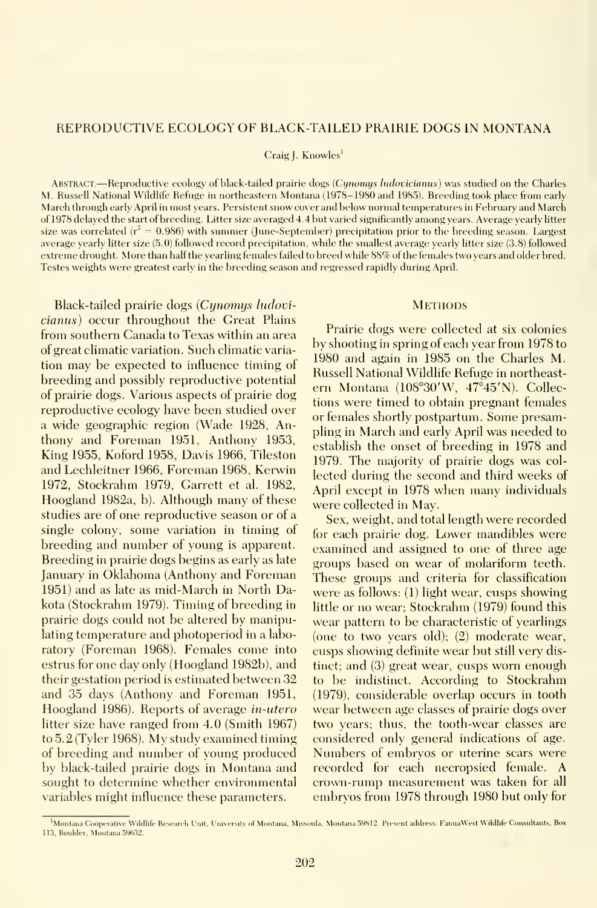# REPRODUCTIVE ECOLOGY OF BLACK-TAILED PRAIRIE DOGS IN MONTANA

Craig J. Knowles[1]

ABSTRACT.—Reproductive ecology of black-tailed prairie dogs (*Cynomys ludovicianus*) was studied on the Charles M. Russell National Wildlife Refuge in northeastern Montana (1978–1980 and 1985). Breeding took place from early March through early April in most years. Persistent snow cover and below normal temperatures in February and March of 1978 delayed the start of breeding. Litter size averaged 4.4 but varied significantly among years. Average yearly litter size was correlated ($r^2 = 0.986$) with summer (June-September) precipitation prior to the breeding season. Largest average yearly litter size (5.0) followed record precipitation, while the smallest average yearly litter size (3.8) followed extreme drought. More than half the yearling females failed to breed while 88% of the females two years and older bred. Testes weights were greatest early in the breeding season and regressed rapidly during April.

Black-tailed prairie dogs (*Cynomys ludovicianus*) occur throughout the Great Plains from southern Canada to Texas within an area of great climatic variation. Such climatic variation may be expected to influence timing of breeding and possibly reproductive potential of prairie dogs. Various aspects of prairie dog reproductive ecology have been studied over a wide geographic region (Wade 1928, Anthony and Foreman 1951, Anthony 1953, King 1955, Koford 1958, Davis 1966, Tileston and Lechleitner 1966, Foreman 1968, Kerwin 1972, Stockrahm 1979, Garrett et al. 1982, Hoogland 1982a, b). Although many of these studies are of one reproductive season or of a single colony, some variation in timing of breeding and number of young is apparent. Breeding in prairie dogs begins as early as late January in Oklahoma (Anthony and Foreman 1951) and as late as mid-March in North Dakota (Stockrahm 1979). Timing of breeding in prairie dogs could not be altered by manipulating temperature and photoperiod in a laboratory (Foreman 1968). Females come into estrus for one day only (Hoogland 1982b), and their gestation period is estimated between 32 and 35 days (Anthony and Foreman 1951, Hoogland 1986). Reports of average *in-utero* litter size have ranged from 4.0 (Smith 1967) to 5.2 (Tyler 1968). My study examined timing of breeding and number of young produced by black-tailed prairie dogs in Montana and sought to determine whether environmental variables might influence these parameters.

## METHODS

Prairie dogs were collected at six colonies by shooting in spring of each year from 1978 to 1980 and again in 1985 on the Charles M. Russell National Wildlife Refuge in northeastern Montana (108°30′W, 47°45′N). Collections were timed to obtain pregnant females or females shortly postpartum. Some presampling in March and early April was needed to establish the onset of breeding in 1978 and 1979. The majority of prairie dogs was collected during the second and third weeks of April except in 1978 when many individuals were collected in May.

Sex, weight, and total length were recorded for each prairie dog. Lower mandibles were examined and assigned to one of three age groups based on wear of molariform teeth. These groups and criteria for classification were as follows: (1) light wear, cusps showing little or no wear; Stockrahm (1979) found this wear pattern to be characteristic of yearlings (one to two years old); (2) moderate wear, cusps showing definite wear but still very distinct; and (3) great wear, cusps worn enough to be indistinct. According to Stockrahm (1979), considerable overlap occurs in tooth wear between age classes of prairie dogs over two years; thus, the tooth-wear classes are considered only general indications of age. Numbers of embryos or uterine scars were recorded for each necropsied female. A crown-rump measurement was taken for all embryos from 1978 through 1980 but only for

[1]Montana Cooperative Wildlife Research Unit, University of Montana, Missoula, Montana 59812. Present address: FaunaWest Wildlife Consultants, Box 113, Boulder, Montana 59632.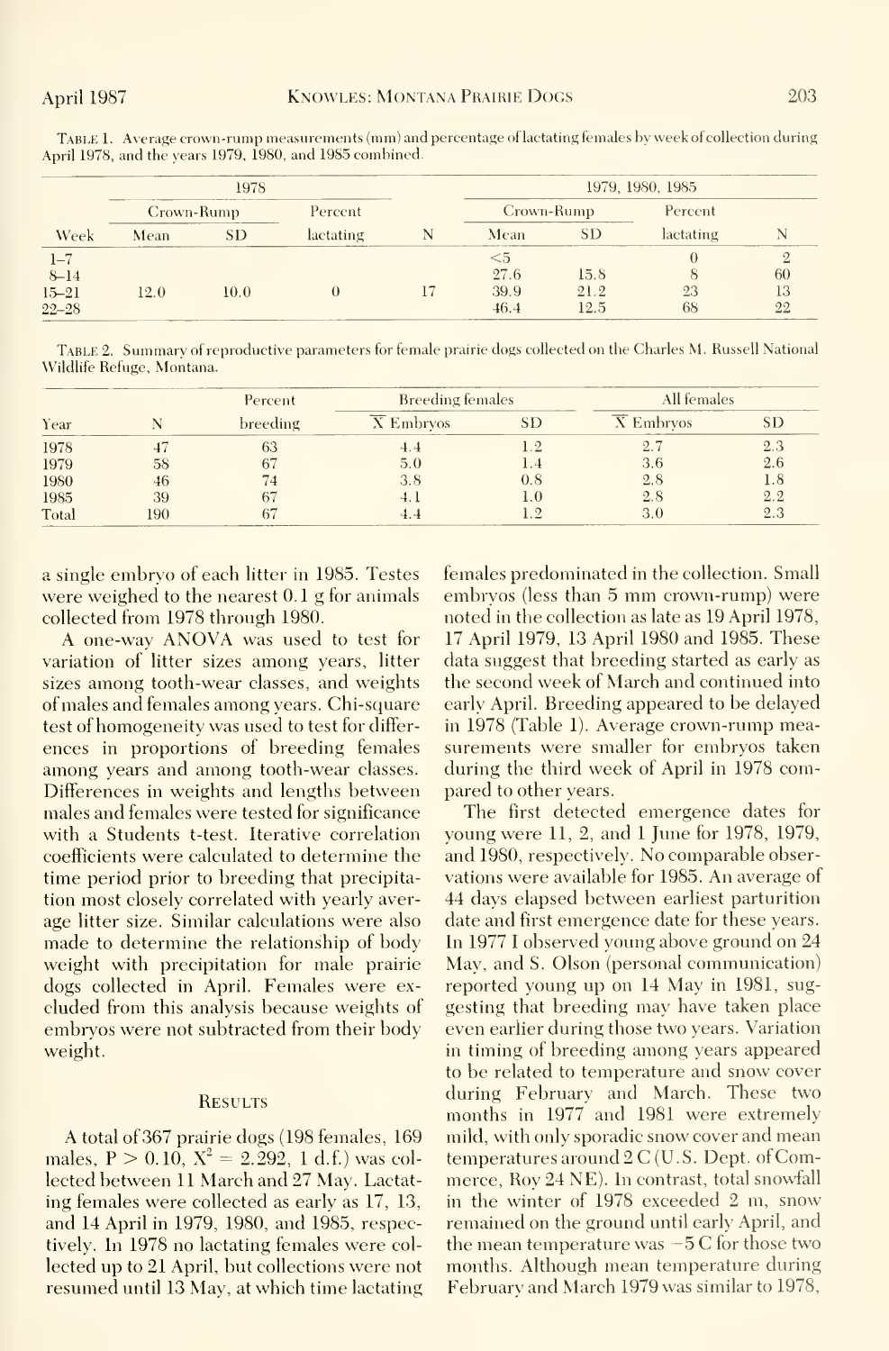TABLE 1. Average crown-rump measurements (mm) and percentage of lactating females by week of collection during April 1978, and the years 1979, 1980, and 1985 combined.

| | 1978 | | | | 1979, 1980, 1985 | | | |
|---|---|---|---|---|---|---|---|---|
| | Crown-Rump | | Percent | | Crown-Rump | | Percent | |
| Week | Mean | SD | lactating | N | Mean | SD | lactating | N |
| 1–7 | | | | | <5 | | 0 | 2 |
| 8–14 | | | | | 27.6 | 15.8 | 8 | 60 |
| 15–21 | 12.0 | 10.0 | 0 | 17 | 39.9 | 21.2 | 23 | 13 |
| 22–28 | | | | | 46.4 | 12.5 | 68 | 22 |

TABLE 2. Summary of reproductive parameters for female prairie dogs collected on the Charles M. Russell National Wildlife Refuge, Montana.

| | | Percent | Breeding females | | All females | |
|---|---|---|---|---|---|---|
| Year | N | breeding | $\bar{X}$ Embryos | SD | $\bar{X}$ Embryos | SD |
| 1978 | 47 | 63 | 4.4 | 1.2 | 2.7 | 2.3 |
| 1979 | 58 | 67 | 5.0 | 1.4 | 3.6 | 2.6 |
| 1980 | 46 | 74 | 3.8 | 0.8 | 2.8 | 1.8 |
| 1985 | 39 | 67 | 4.1 | 1.0 | 2.8 | 2.2 |
| Total | 190 | 67 | 4.4 | 1.2 | 3.0 | 2.3 |

a single embryo of each litter in 1985. Testes were weighed to the nearest 0.1 g for animals collected from 1978 through 1980.

A one-way ANOVA was used to test for variation of litter sizes among years, litter sizes among tooth-wear classes, and weights of males and females among years. Chi-square test of homogeneity was used to test for differences in proportions of breeding females among years and among tooth-wear classes. Differences in weights and lengths between males and females were tested for significance with a Students t-test. Iterative correlation coefficients were calculated to determine the time period prior to breeding that precipitation most closely correlated with yearly average litter size. Similar calculations were also made to determine the relationship of body weight with precipitation for male prairie dogs collected in April. Females were excluded from this analysis because weights of embryos were not subtracted from their body weight.

## Results

A total of 367 prairie dogs (198 females, 169 males, $P > 0.10$, $X^2 = 2.292$, 1 d.f.) was collected between 11 March and 27 May. Lactating females were collected as early as 17, 13, and 14 April in 1979, 1980, and 1985, respectively. In 1978 no lactating females were collected up to 21 April, but collections were not resumed until 13 May, at which time lactating females predominated in the collection. Small embryos (less than 5 mm crown-rump) were noted in the collection as late as 19 April 1978, 17 April 1979, 13 April 1980 and 1985. These data suggest that breeding started as early as the second week of March and continued into early April. Breeding appeared to be delayed in 1978 (Table 1). Average crown-rump measurements were smaller for embryos taken during the third week of April in 1978 compared to other years.

The first detected emergence dates for young were 11, 2, and 1 June for 1978, 1979, and 1980, respectively. No comparable observations were available for 1985. An average of 44 days elapsed between earliest parturition date and first emergence date for these years. In 1977 I observed young above ground on 24 May, and S. Olson (personal communication) reported young up on 14 May in 1981, suggesting that breeding may have taken place even earlier during those two years. Variation in timing of breeding among years appeared to be related to temperature and snow cover during February and March. These two months in 1977 and 1981 were extremely mild, with only sporadic snow cover and mean temperatures around 2 C (U.S. Dept. of Commerce, Roy 24 NE). In contrast, total snowfall in the winter of 1978 exceeded 2 m, snow remained on the ground until early April, and the mean temperature was −5 C for those two months. Although mean temperature during February and March 1979 was similar to 1978,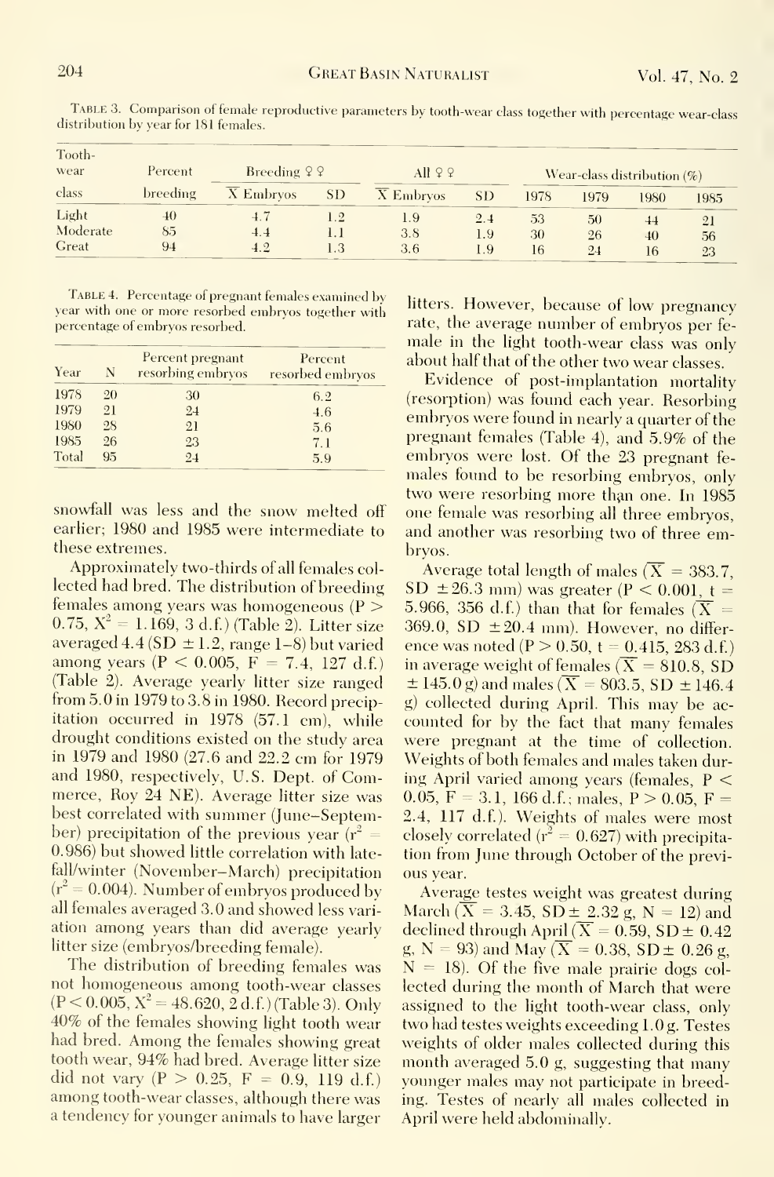Table 3. Comparison of female reproductive parameters by tooth-wear class together with percentage wear-class distribution by year for 181 females.

| Tooth-wear class | Percent breeding | Breeding ♀♀ | | All ♀♀ | | Wear-class distribution (%) | | | |
|---|---|---|---|---|---|---|---|---|---|
| | | $\bar{X}$ Embryos | SD | $\bar{X}$ Embryos | SD | 1978 | 1979 | 1980 | 1985 |
| Light | 40 | 4.7 | 1.2 | 1.9 | 2.4 | 53 | 50 | 44 | 21 |
| Moderate | 85 | 4.4 | 1.1 | 3.8 | 1.9 | 30 | 26 | 40 | 56 |
| Great | 94 | 4.2 | 1.3 | 3.6 | 1.9 | 16 | 24 | 16 | 23 |

Table 4. Percentage of pregnant females examined by year with one or more resorbed embryos together with percentage of embryos resorbed.

| Year | N | Percent pregnant resorbing embryos | Percent resorbed embryos |
|---|---|---|---|
| 1978 | 20 | 30 | 6.2 |
| 1979 | 21 | 24 | 4.6 |
| 1980 | 28 | 21 | 5.6 |
| 1985 | 26 | 23 | 7.1 |
| Total | 95 | 24 | 5.9 |

snowfall was less and the snow melted off earlier; 1980 and 1985 were intermediate to these extremes.

Approximately two-thirds of all females collected had bred. The distribution of breeding females among years was homogeneous ($P > 0.75$, $X^2 = 1.169$, 3 d.f.) (Table 2). Litter size averaged 4.4 (SD ± 1.2, range 1–8) but varied among years ($P < 0.005$, $F = 7.4$, 127 d.f.) (Table 2). Average yearly litter size ranged from 5.0 in 1979 to 3.8 in 1980. Record precipitation occurred in 1978 (57.1 cm), while drought conditions existed on the study area in 1979 and 1980 (27.6 and 22.2 cm for 1979 and 1980, respectively, U.S. Dept. of Commerce, Roy 24 NE). Average litter size was best correlated with summer (June–September) precipitation of the previous year ($r^2 = 0.986$) but showed little correlation with late-fall/winter (November–March) precipitation ($r^2 = 0.004$). Number of embryos produced by all females averaged 3.0 and showed less variation among years than did average yearly litter size (embryos/breeding female).

The distribution of breeding females was not homogeneous among tooth-wear classes ($P < 0.005$, $X^2 = 48.620$, 2 d.f.) (Table 3). Only 40% of the females showing light tooth wear had bred. Among the females showing great tooth wear, 94% had bred. Average litter size did not vary ($P > 0.25$, $F = 0.9$, 119 d.f.) among tooth-wear classes, although there was a tendency for younger animals to have larger litters. However, because of low pregnancy rate, the average number of embryos per female in the light tooth-wear class was only about half that of the other two wear classes.

Evidence of post-implantation mortality (resorption) was found each year. Resorbing embryos were found in nearly a quarter of the pregnant females (Table 4), and 5.9% of the embryos were lost. Of the 23 pregnant females found to be resorbing embryos, only two were resorbing more than one. In 1985 one female was resorbing all three embryos, and another was resorbing two of three embryos.

Average total length of males ($\bar{X} = 383.7$, SD ± 26.3 mm) was greater ($P < 0.001$, $t = 5.966$, 356 d.f.) than that for females ($\bar{X} = 369.0$, SD ± 20.4 mm). However, no difference was noted ($P > 0.50$, $t = 0.415$, 283 d.f.) in average weight of females ($\bar{X} = 810.8$, SD ± 145.0 g) and males ($\bar{X} = 803.5$, SD ± 146.4 g) collected during April. This may be accounted for by the fact that many females were pregnant at the time of collection. Weights of both females and males taken during April varied among years (females, $P < 0.05$, $F = 3.1$, 166 d.f.; males, $P > 0.05$, $F = 2.4$, 117 d.f.). Weights of males were most closely correlated ($r^2 = 0.627$) with precipitation from June through October of the previous year.

Average testes weight was greatest during March ($\bar{X} = 3.45$, SD ± 2.32 g, N = 12) and declined through April ($\bar{X} = 0.59$, SD ± 0.42 g, N = 93) and May ($\bar{X} = 0.38$, SD ± 0.26 g, N = 18). Of the five male prairie dogs collected during the month of March that were assigned to the light tooth-wear class, only two had testes weights exceeding 1.0 g. Testes weights of older males collected during this month averaged 5.0 g, suggesting that many younger males may not participate in breeding. Testes of nearly all males collected in April were held abdominally.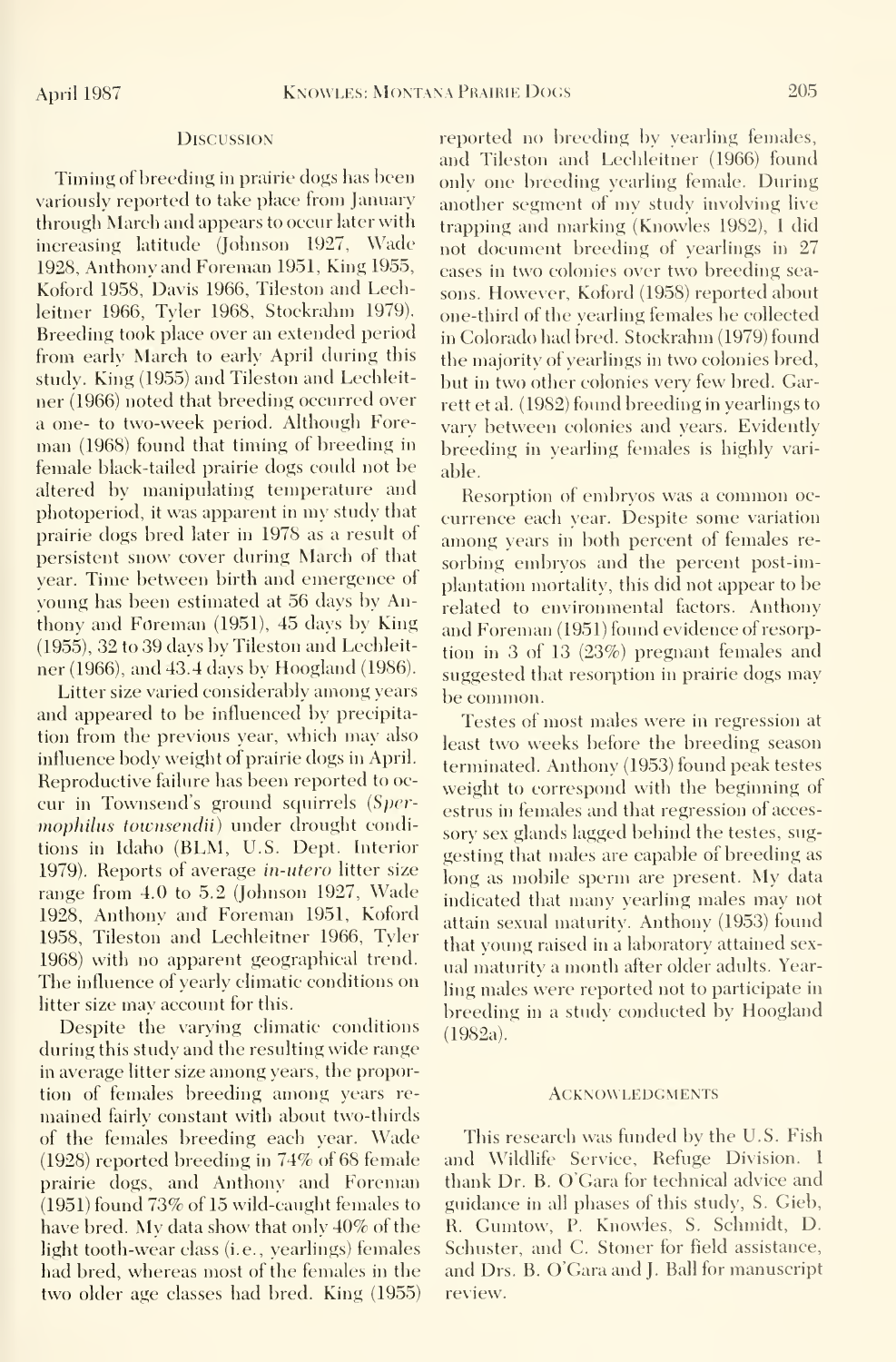## Discussion

Timing of breeding in prairie dogs has been variously reported to take place from January through March and appears to occur later with increasing latitude (Johnson 1927, Wade 1928, Anthony and Foreman 1951, King 1955, Koford 1958, Davis 1966, Tileston and Lechleitner 1966, Tyler 1968, Stockrahm 1979). Breeding took place over an extended period from early March to early April during this study. King (1955) and Tileston and Lechleitner (1966) noted that breeding occurred over a one- to two-week period. Although Foreman (1968) found that timing of breeding in female black-tailed prairie dogs could not be altered by manipulating temperature and photoperiod, it was apparent in my study that prairie dogs bred later in 1978 as a result of persistent snow cover during March of that year. Time between birth and emergence of young has been estimated at 56 days by Anthony and Foreman (1951), 45 days by King (1955), 32 to 39 days by Tileston and Lechleitner (1966), and 43.4 days by Hoogland (1986).

Litter size varied considerably among years and appeared to be influenced by precipitation from the previous year, which may also influence body weight of prairie dogs in April. Reproductive failure has been reported to occur in Townsend's ground squirrels (*Spermophilus townsendii*) under drought conditions in Idaho (BLM, U.S. Dept. Interior 1979). Reports of average *in-utero* litter size range from 4.0 to 5.2 (Johnson 1927, Wade 1928, Anthony and Foreman 1951, Koford 1958, Tileston and Lechleitner 1966, Tyler 1968) with no apparent geographical trend. The influence of yearly climatic conditions on litter size may account for this.

Despite the varying climatic conditions during this study and the resulting wide range in average litter size among years, the proportion of females breeding among years remained fairly constant with about two-thirds of the females breeding each year. Wade (1928) reported breeding in 74% of 68 female prairie dogs, and Anthony and Foreman (1951) found 73% of 15 wild-caught females to have bred. My data show that only 40% of the light tooth-wear class (i.e., yearlings) females had bred, whereas most of the females in the two older age classes had bred. King (1955) reported no breeding by yearling females, and Tileston and Lechleitner (1966) found only one breeding yearling female. During another segment of my study involving live trapping and marking (Knowles 1982), I did not document breeding of yearlings in 27 cases in two colonies over two breeding seasons. However, Koford (1958) reported about one-third of the yearling females he collected in Colorado had bred. Stockrahm (1979) found the majority of yearlings in two colonies bred, but in two other colonies very few bred. Garrett et al. (1982) found breeding in yearlings to vary between colonies and years. Evidently breeding in yearling females is highly variable.

Resorption of embryos was a common occurrence each year. Despite some variation among years in both percent of females resorbing embryos and the percent post-implantation mortality, this did not appear to be related to environmental factors. Anthony and Foreman (1951) found evidence of resorption in 3 of 13 (23%) pregnant females and suggested that resorption in prairie dogs may be common.

Testes of most males were in regression at least two weeks before the breeding season terminated. Anthony (1953) found peak testes weight to correspond with the beginning of estrus in females and that regression of accessory sex glands lagged behind the testes, suggesting that males are capable of breeding as long as mobile sperm are present. My data indicated that many yearling males may not attain sexual maturity. Anthony (1953) found that young raised in a laboratory attained sexual maturity a month after older adults. Yearling males were reported not to participate in breeding in a study conducted by Hoogland (1982a).

## Acknowledgments

This research was funded by the U.S. Fish and Wildlife Service, Refuge Division. I thank Dr. B. O'Gara for technical advice and guidance in all phases of this study, S. Gieb, R. Gumtow, P. Knowles, S. Schmidt, D. Schuster, and C. Stoner for field assistance, and Drs. B. O'Gara and J. Ball for manuscript review.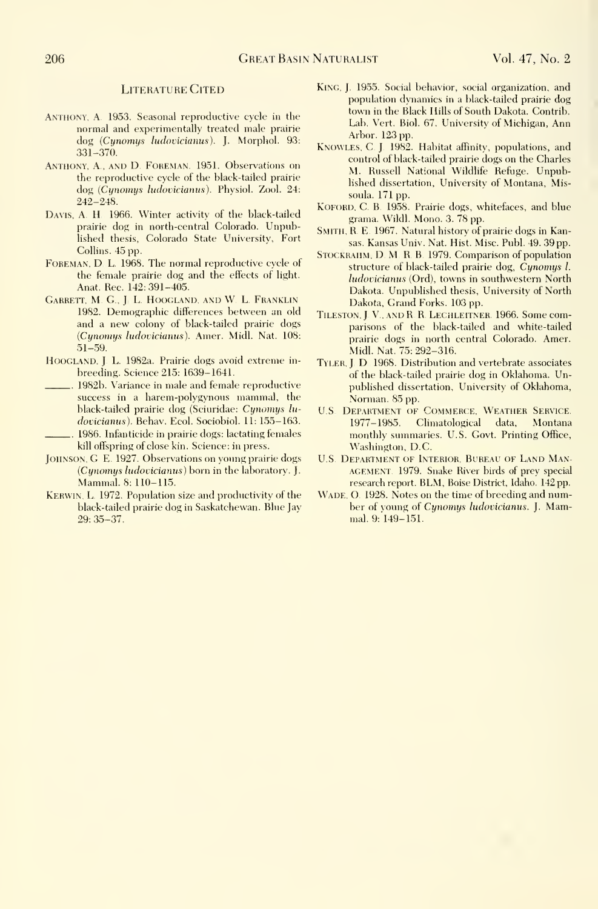## Literature Cited

Anthony, A. 1953. Seasonal reproductive cycle in the normal and experimentally treated male prairie dog (*Cynomys ludovicianus*). J. Morphol. 93: 331–370.

Anthony, A., and D. Foreman. 1951. Observations on the reproductive cycle of the black-tailed prairie dog (*Cynomys ludovicianus*). Physiol. Zool. 24: 242–248.

Davis, A. H. 1966. Winter activity of the black-tailed prairie dog in north-central Colorado. Unpublished thesis, Colorado State University, Fort Collins. 45 pp.

Foreman, D. L. 1968. The normal reproductive cycle of the female prairie dog and the effects of light. Anat. Rec. 142: 391–405.

Garrett, M. G., J. L. Hoogland, and W. L. Franklin. 1982. Demographic differences between an old and a new colony of black-tailed prairie dogs (*Cynomys ludovicianus*). Amer. Midl. Nat. 108: 51–59.

Hoogland, J. L. 1982a. Prairie dogs avoid extreme inbreeding. Science 215: 1639–1641.

______. 1982b. Variance in male and female reproductive success in a harem-polygynous mammal, the black-tailed prairie dog (Sciuridae: *Cynomys ludovicianus*). Behav. Ecol. Sociobiol. 11: 155–163.

______. 1986. Infanticide in prairie dogs: lactating females kill offspring of close kin. Science: in press.

Johnson, G. E. 1927. Observations on young prairie dogs (*Cynomys ludovicianus*) born in the laboratory. J. Mammal. 8: 110–115.

Kerwin, L. 1972. Population size and productivity of the black-tailed prairie dog in Saskatchewan. Blue Jay 29: 35–37.

King, J. 1955. Social behavior, social organization, and population dynamics in a black-tailed prairie dog town in the Black Hills of South Dakota. Contrib. Lab. Vert. Biol. 67. University of Michigan, Ann Arbor. 123 pp.

Knowles, C. J. 1982. Habitat affinity, populations, and control of black-tailed prairie dogs on the Charles M. Russell National Wildlife Refuge. Unpublished dissertation, University of Montana, Missoula. 171 pp.

Koford, C. B. 1958. Prairie dogs, whitefaces, and blue grama. Wildl. Mono. 3. 78 pp.

Smith, R. E. 1967. Natural history of prairie dogs in Kansas. Kansas Univ. Nat. Hist. Misc. Publ. 49. 39 pp.

Stockrahm, D. M. R. B. 1979. Comparison of population structure of black-tailed prairie dog, *Cynomys l. ludovicianus* (Ord), towns in southwestern North Dakota. Unpublished thesis, University of North Dakota, Grand Forks. 103 pp.

Tileston, J. V., and R. R. Lechleitner. 1966. Some comparisons of the black-tailed and white-tailed prairie dogs in north central Colorado. Amer. Midl. Nat. 75: 292–316.

Tyler, J. D. 1968. Distribution and vertebrate associates of the black-tailed prairie dog in Oklahoma. Unpublished dissertation, University of Oklahoma, Norman. 85 pp.

U.S. Department of Commerce, Weather Service. 1977–1985. Climatological data, Montana monthly summaries. U.S. Govt. Printing Office, Washington, D.C.

U.S. Department of Interior, Bureau of Land Management. 1979. Snake River birds of prey special research report. BLM, Boise District, Idaho. 142 pp.

Wade, O. 1928. Notes on the time of breeding and number of young of *Cynomys ludovicianus*. J. Mammal. 9: 149–151.